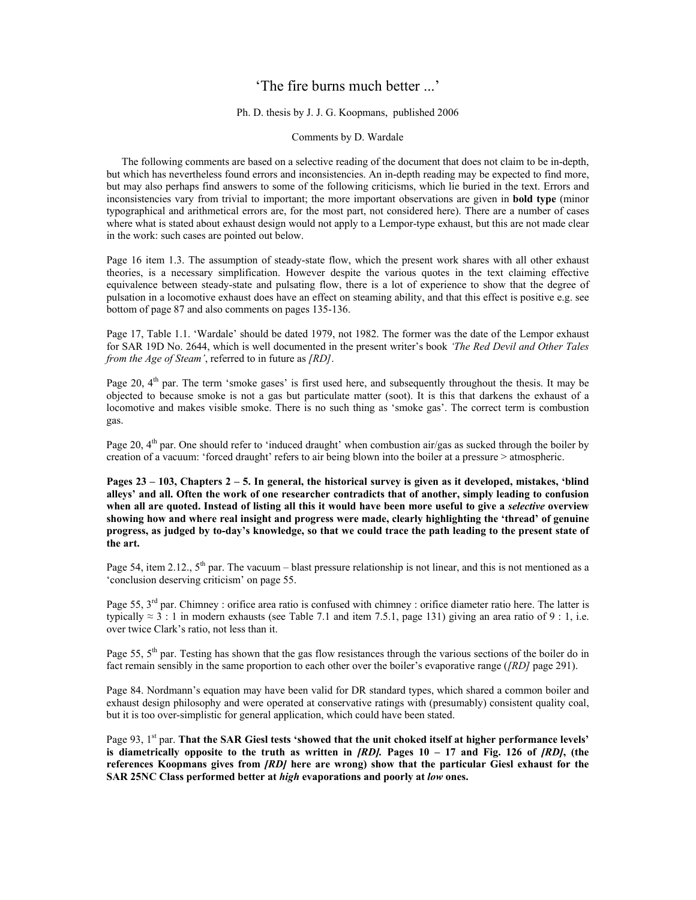# 'The fire burns much better ...'

Ph. D. thesis by J. J. G. Koopmans, published 2006

Comments by D. Wardale

The following comments are based on a selective reading of the document that does not claim to be in-depth, but which has nevertheless found errors and inconsistencies. An in-depth reading may be expected to find more, but may also perhaps find answers to some of the following criticisms, which lie buried in the text. Errors and inconsistencies vary from trivial to important; the more important observations are given in **bold type** (minor typographical and arithmetical errors are, for the most part, not considered here). There are a number of cases where what is stated about exhaust design would not apply to a Lempor-type exhaust, but this are not made clear in the work: such cases are pointed out below.

Page 16 item 1.3. The assumption of steady-state flow, which the present work shares with all other exhaust theories, is a necessary simplification. However despite the various quotes in the text claiming effective equivalence between steady-state and pulsating flow, there is a lot of experience to show that the degree of pulsation in a locomotive exhaust does have an effect on steaming ability, and that this effect is positive e.g. see bottom of page 87 and also comments on pages 135-136.

Page 17, Table 1.1. 'Wardale' should be dated 1979, not 1982. The former was the date of the Lempor exhaust for SAR 19D No. 2644, which is well documented in the present writer's book *'The Red Devil and Other Tales from the Age of Steam'*, referred to in future as *[RD]*.

Page 20, 4th par. The term 'smoke gases' is first used here, and subsequently throughout the thesis. It may be objected to because smoke is not a gas but particulate matter (soot). It is this that darkens the exhaust of a locomotive and makes visible smoke. There is no such thing as 'smoke gas'. The correct term is combustion gas.

Page 20, 4th par. One should refer to 'induced draught' when combustion air/gas as sucked through the boiler by creation of a vacuum: 'forced draught' refers to air being blown into the boiler at a pressure > atmospheric.

**Pages 23 – 103, Chapters 2 – 5. In general, the historical survey is given as it developed, mistakes, 'blind alleys' and all. Often the work of one researcher contradicts that of another, simply leading to confusion when all are quoted. Instead of listing all this it would have been more useful to give a *selective* overview showing how and where real insight and progress were made, clearly highlighting the 'thread' of genuine progress, as judged by to-day's knowledge, so that we could trace the path leading to the present state of the art.**

Page 54, item 2.12., 5th par. The vacuum – blast pressure relationship is not linear, and this is not mentioned as a 'conclusion deserving criticism' on page 55.

Page 55, 3rd par. Chimney : orifice area ratio is confused with chimney : orifice diameter ratio here. The latter is typically ≈ 3 : 1 in modern exhausts (see Table 7.1 and item 7.5.1, page 131) giving an area ratio of 9 : 1, i.e. over twice Clark's ratio, not less than it.

Page 55, 5th par. Testing has shown that the gas flow resistances through the various sections of the boiler do in fact remain sensibly in the same proportion to each other over the boiler's evaporative range (*[RD]* page 291).

Page 84. Nordmann's equation may have been valid for DR standard types, which shared a common boiler and exhaust design philosophy and were operated at conservative ratings with (presumably) consistent quality coal, but it is too over-simplistic for general application, which could have been stated.

Page 93, 1st par. **That the SAR Giesl tests 'showed that the unit choked itself at higher performance levels' is diametrically opposite to the truth as written in *[RD]*. Pages 10 – 17 and Fig. 126 of *[RD]*, (the references Koopmans gives from *[RD]* here are wrong) show that the particular Giesl exhaust for the SAR 25NC Class performed better at *high* evaporations and poorly at *low* ones.**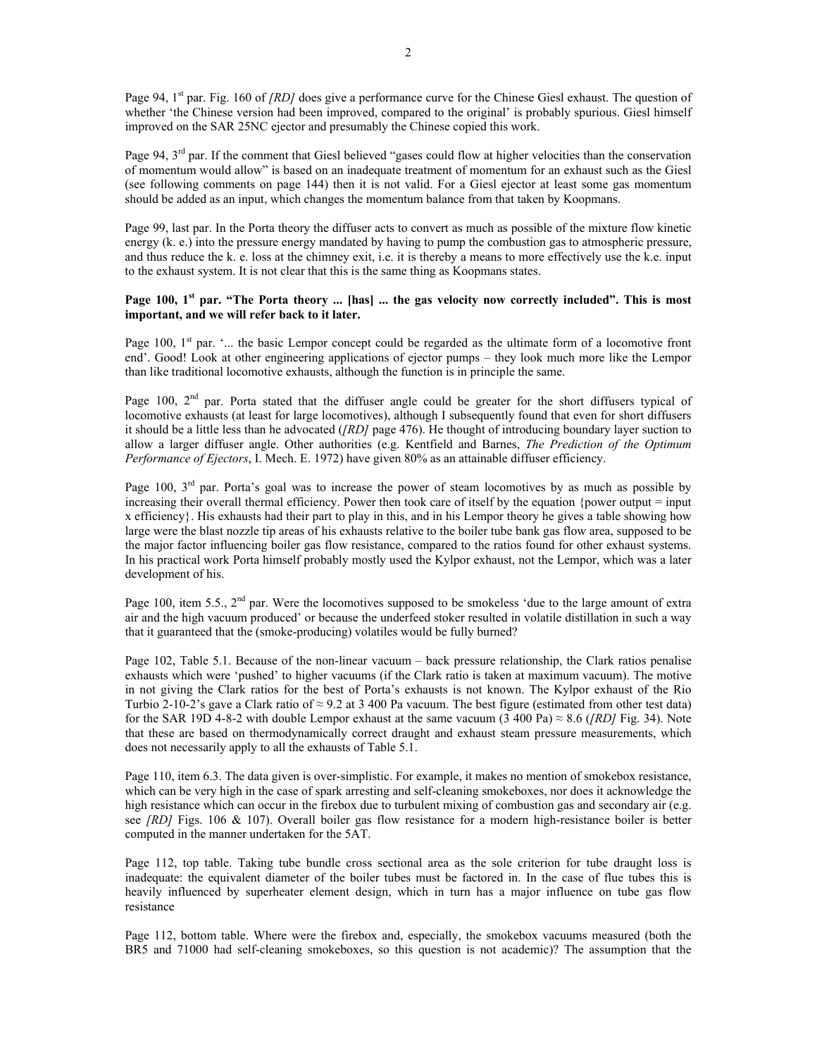Page 94, 1st par. Fig. 160 of *[RD]* does give a performance curve for the Chinese Giesl exhaust. The question of whether 'the Chinese version had been improved, compared to the original' is probably spurious. Giesl himself improved on the SAR 25NC ejector and presumably the Chinese copied this work.

Page 94, 3rd par. If the comment that Giesl believed "gases could flow at higher velocities than the conservation of momentum would allow" is based on an inadequate treatment of momentum for an exhaust such as the Giesl (see following comments on page 144) then it is not valid. For a Giesl ejector at least some gas momentum should be added as an input, which changes the momentum balance from that taken by Koopmans.

Page 99, last par. In the Porta theory the diffuser acts to convert as much as possible of the mixture flow kinetic energy (k. e.) into the pressure energy mandated by having to pump the combustion gas to atmospheric pressure, and thus reduce the k. e. loss at the chimney exit, i.e. it is thereby a means to more effectively use the k.e. input to the exhaust system. It is not clear that this is the same thing as Koopmans states.

**Page 100, 1st par. "The Porta theory ... [has] ... the gas velocity now correctly included". This is most important, and we will refer back to it later.**

Page 100, 1st par. '... the basic Lempor concept could be regarded as the ultimate form of a locomotive front end'. Good! Look at other engineering applications of ejector pumps – they look much more like the Lempor than like traditional locomotive exhausts, although the function is in principle the same.

Page 100, 2nd par. Porta stated that the diffuser angle could be greater for the short diffusers typical of locomotive exhausts (at least for large locomotives), although I subsequently found that even for short diffusers it should be a little less than he advocated (*[RD]* page 476). He thought of introducing boundary layer suction to allow a larger diffuser angle. Other authorities (e.g. Kentfield and Barnes, *The Prediction of the Optimum Performance of Ejectors*, I. Mech. E. 1972) have given 80% as an attainable diffuser efficiency.

Page 100, 3rd par. Porta's goal was to increase the power of steam locomotives by as much as possible by increasing their overall thermal efficiency. Power then took care of itself by the equation {power output = input x efficiency}. His exhausts had their part to play in this, and in his Lempor theory he gives a table showing how large were the blast nozzle tip areas of his exhausts relative to the boiler tube bank gas flow area, supposed to be the major factor influencing boiler gas flow resistance, compared to the ratios found for other exhaust systems. In his practical work Porta himself probably mostly used the Kylpor exhaust, not the Lempor, which was a later development of his.

Page 100, item 5.5., 2nd par. Were the locomotives supposed to be smokeless 'due to the large amount of extra air and the high vacuum produced' or because the underfeed stoker resulted in volatile distillation in such a way that it guaranteed that the (smoke-producing) volatiles would be fully burned?

Page 102, Table 5.1. Because of the non-linear vacuum – back pressure relationship, the Clark ratios penalise exhausts which were 'pushed' to higher vacuums (if the Clark ratio is taken at maximum vacuum). The motive in not giving the Clark ratios for the best of Porta's exhausts is not known. The Kylpor exhaust of the Rio Turbio 2-10-2's gave a Clark ratio of ≈ 9.2 at 3 400 Pa vacuum. The best figure (estimated from other test data) for the SAR 19D 4-8-2 with double Lempor exhaust at the same vacuum (3 400 Pa) ≈ 8.6 (*[RD]* Fig. 34). Note that these are based on thermodynamically correct draught and exhaust steam pressure measurements, which does not necessarily apply to all the exhausts of Table 5.1.

Page 110, item 6.3. The data given is over-simplistic. For example, it makes no mention of smokebox resistance, which can be very high in the case of spark arresting and self-cleaning smokeboxes, nor does it acknowledge the high resistance which can occur in the firebox due to turbulent mixing of combustion gas and secondary air (e.g. see *[RD]* Figs. 106 & 107). Overall boiler gas flow resistance for a modern high-resistance boiler is better computed in the manner undertaken for the 5AT.

Page 112, top table. Taking tube bundle cross sectional area as the sole criterion for tube draught loss is inadequate: the equivalent diameter of the boiler tubes must be factored in. In the case of flue tubes this is heavily influenced by superheater element design, which in turn has a major influence on tube gas flow resistance

Page 112, bottom table. Where were the firebox and, especially, the smokebox vacuums measured (both the BR5 and 71000 had self-cleaning smokeboxes, so this question is not academic)? The assumption that the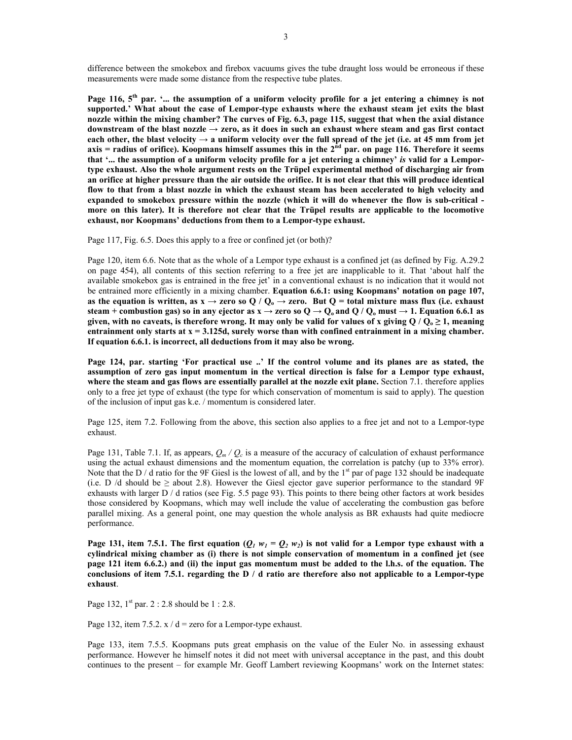difference between the smokebox and firebox vacuums gives the tube draught loss would be erroneous if these measurements were made some distance from the respective tube plates.

**Page 116, 5th par. '... the assumption of a uniform velocity profile for a jet entering a chimney is not supported.' What about the case of Lempor-type exhausts where the exhaust steam jet exits the blast nozzle within the mixing chamber? The curves of Fig. 6.3, page 115, suggest that when the axial distance downstream of the blast nozzle → zero, as it does in such an exhaust where steam and gas first contact each other, the blast velocity → a uniform velocity over the full spread of the jet (i.e. at 45 mm from jet axis = radius of orifice). Koopmans himself assumes this in the 2nd par. on page 116. Therefore it seems that '... the assumption of a uniform velocity profile for a jet entering a chimney'** ***is*** **valid for a Lempor-type exhaust. Also the whole argument rests on the Trüpel experimental method of discharging air from an orifice at higher pressure than the air outside the orifice. It is not clear that this will produce identical flow to that from a blast nozzle in which the exhaust steam has been accelerated to high velocity and expanded to smokebox pressure within the nozzle (which it will do whenever the flow is sub-critical - more on this later). It is therefore not clear that the Trüpel results are applicable to the locomotive exhaust, nor Koopmans' deductions from them to a Lempor-type exhaust.**

Page 117, Fig. 6.5. Does this apply to a free or confined jet (or both)?

Page 120, item 6.6. Note that as the whole of a Lempor type exhaust is a confined jet (as defined by Fig. A.29.2 on page 454), all contents of this section referring to a free jet are inapplicable to it. That 'about half the available smokebox gas is entrained in the free jet' in a conventional exhaust is no indication that it would not be entrained more efficiently in a mixing chamber. **Equation 6.6.1: using Koopmans' notation on page 107, as the equation is written, as x → zero so $Q / Q_o$ → zero. But Q = total mixture mass flux (i.e. exhaust steam + combustion gas) so in any ejector as x → zero so $Q \rightarrow Q_o$ and $Q / Q_o$ must → 1. Equation 6.6.1 as given, with no caveats, is therefore wrong. It may only be valid for values of x giving $Q / Q_o \geq 1$, meaning entrainment only starts at x = 3.125d, surely worse than with confined entrainment in a mixing chamber. If equation 6.6.1. is incorrect, all deductions from it may also be wrong.**

**Page 124, par. starting 'For practical use ..' If the control volume and its planes are as stated, the assumption of zero gas input momentum in the vertical direction is false for a Lempor type exhaust, where the steam and gas flows are essentially parallel at the nozzle exit plane.** Section 7.1. therefore applies only to a free jet type of exhaust (the type for which conservation of momentum is said to apply). The question of the inclusion of input gas k.e. / momentum is considered later.

Page 125, item 7.2. Following from the above, this section also applies to a free jet and not to a Lempor-type exhaust.

Page 131, Table 7.1. If, as appears, $Q_m / Q_c$ is a measure of the accuracy of calculation of exhaust performance using the actual exhaust dimensions and the momentum equation, the correlation is patchy (up to 33% error). Note that the D / d ratio for the 9F Giesl is the lowest of all, and by the 1st par of page 132 should be inadequate (i.e. D /d should be ≥ about 2.8). However the Giesl ejector gave superior performance to the standard 9F exhausts with larger D / d ratios (see Fig. 5.5 page 93). This points to there being other factors at work besides those considered by Koopmans, which may well include the value of accelerating the combustion gas before parallel mixing. As a general point, one may question the whole analysis as BR exhausts had quite mediocre performance.

**Page 131, item 7.5.1. The first equation ($Q_1\, w_1 = Q_2\, w_2$) is not valid for a Lempor type exhaust with a cylindrical mixing chamber as (i) there is not simple conservation of momentum in a confined jet (see page 121 item 6.6.2.) and (ii) the input gas momentum must be added to the l.h.s. of the equation. The conclusions of item 7.5.1. regarding the D / d ratio are therefore also not applicable to a Lempor-type exhaust**.

Page 132, 1st par. 2 : 2.8 should be 1 : 2.8.

Page 132, item 7.5.2. x / d = zero for a Lempor-type exhaust.

Page 133, item 7.5.5. Koopmans puts great emphasis on the value of the Euler No. in assessing exhaust performance. However he himself notes it did not meet with universal acceptance in the past, and this doubt continues to the present – for example Mr. Geoff Lambert reviewing Koopmans' work on the Internet states: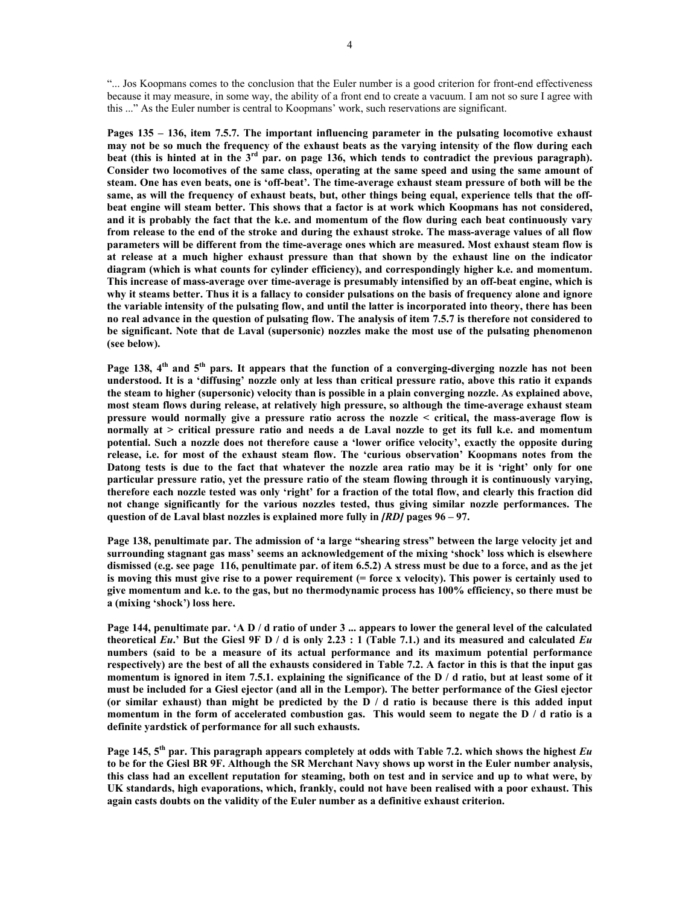"... Jos Koopmans comes to the conclusion that the Euler number is a good criterion for front-end effectiveness because it may measure, in some way, the ability of a front end to create a vacuum. I am not so sure I agree with this ..." As the Euler number is central to Koopmans' work, such reservations are significant.

**Pages 135 – 136, item 7.5.7. The important influencing parameter in the pulsating locomotive exhaust may not be so much the frequency of the exhaust beats as the varying intensity of the flow during each beat (this is hinted at in the 3rd par. on page 136, which tends to contradict the previous paragraph). Consider two locomotives of the same class, operating at the same speed and using the same amount of steam. One has even beats, one is 'off-beat'. The time-average exhaust steam pressure of both will be the same, as will the frequency of exhaust beats, but, other things being equal, experience tells that the off-beat engine will steam better. This shows that a factor is at work which Koopmans has not considered, and it is probably the fact that the k.e. and momentum of the flow during each beat continuously vary from release to the end of the stroke and during the exhaust stroke. The mass-average values of all flow parameters will be different from the time-average ones which are measured. Most exhaust steam flow is at release at a much higher exhaust pressure than that shown by the exhaust line on the indicator diagram (which is what counts for cylinder efficiency), and correspondingly higher k.e. and momentum. This increase of mass-average over time-average is presumably intensified by an off-beat engine, which is why it steams better. Thus it is a fallacy to consider pulsations on the basis of frequency alone and ignore the variable intensity of the pulsating flow, and until the latter is incorporated into theory, there has been no real advance in the question of pulsating flow. The analysis of item 7.5.7 is therefore not considered to be significant. Note that de Laval (supersonic) nozzles make the most use of the pulsating phenomenon (see below).**

**Page 138, 4th and 5th pars. It appears that the function of a converging-diverging nozzle has not been understood. It is a 'diffusing' nozzle only at less than critical pressure ratio, above this ratio it expands the steam to higher (supersonic) velocity than is possible in a plain converging nozzle. As explained above, most steam flows during release, at relatively high pressure, so although the time-average exhaust steam pressure would normally give a pressure ratio across the nozzle < critical, the mass-average flow is normally at > critical pressure ratio and needs a de Laval nozzle to get its full k.e. and momentum potential. Such a nozzle does not therefore cause a 'lower orifice velocity', exactly the opposite during release, i.e. for most of the exhaust steam flow. The 'curious observation' Koopmans notes from the Datong tests is due to the fact that whatever the nozzle area ratio may be it is 'right' only for one particular pressure ratio, yet the pressure ratio of the steam flowing through it is continuously varying, therefore each nozzle tested was only 'right' for a fraction of the total flow, and clearly this fraction did not change significantly for the various nozzles tested, thus giving similar nozzle performances. The question of de Laval blast nozzles is explained more fully in *[RD]* pages 96 – 97.**

**Page 138, penultimate par. The admission of 'a large "shearing stress" between the large velocity jet and surrounding stagnant gas mass' seems an acknowledgement of the mixing 'shock' loss which is elsewhere dismissed (e.g. see page 116, penultimate par. of item 6.5.2) A stress must be due to a force, and as the jet is moving this must give rise to a power requirement (= force x velocity). This power is certainly used to give momentum and k.e. to the gas, but no thermodynamic process has 100% efficiency, so there must be a (mixing 'shock') loss here.**

**Page 144, penultimate par. 'A D / d ratio of under 3 ... appears to lower the general level of the calculated theoretical *Eu*.' But the Giesl 9F D / d is only 2.23 : 1 (Table 7.1.) and its measured and calculated *Eu* numbers (said to be a measure of its actual performance and its maximum potential performance respectively) are the best of all the exhausts considered in Table 7.2. A factor in this is that the input gas momentum is ignored in item 7.5.1. explaining the significance of the D / d ratio, but at least some of it must be included for a Giesl ejector (and all in the Lempor). The better performance of the Giesl ejector (or similar exhaust) than might be predicted by the D / d ratio is because there is this added input momentum in the form of accelerated combustion gas. This would seem to negate the D / d ratio is a definite yardstick of performance for all such exhausts.**

**Page 145, 5th par. This paragraph appears completely at odds with Table 7.2. which shows the highest *Eu* to be for the Giesl BR 9F. Although the SR Merchant Navy shows up worst in the Euler number analysis, this class had an excellent reputation for steaming, both on test and in service and up to what were, by UK standards, high evaporations, which, frankly, could not have been realised with a poor exhaust. This again casts doubts on the validity of the Euler number as a definitive exhaust criterion.**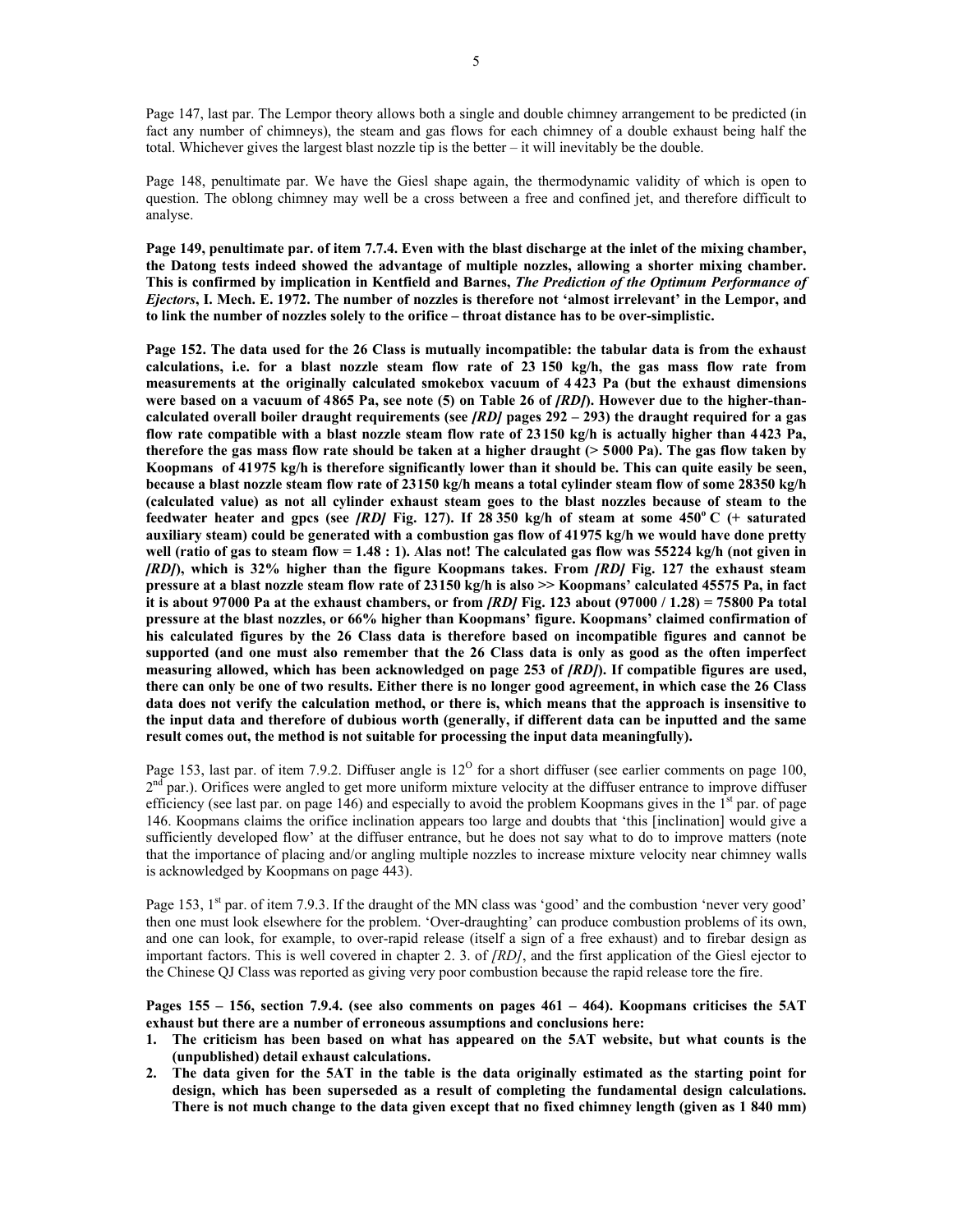Page 147, last par. The Lempor theory allows both a single and double chimney arrangement to be predicted (in fact any number of chimneys), the steam and gas flows for each chimney of a double exhaust being half the total. Whichever gives the largest blast nozzle tip is the better – it will inevitably be the double.

Page 148, penultimate par. We have the Giesl shape again, the thermodynamic validity of which is open to question. The oblong chimney may well be a cross between a free and confined jet, and therefore difficult to analyse.

**Page 149, penultimate par. of item 7.7.4. Even with the blast discharge at the inlet of the mixing chamber, the Datong tests indeed showed the advantage of multiple nozzles, allowing a shorter mixing chamber. This is confirmed by implication in Kentfield and Barnes, *The Prediction of the Optimum Performance of Ejectors*, I. Mech. E. 1972. The number of nozzles is therefore not 'almost irrelevant' in the Lempor, and to link the number of nozzles solely to the orifice – throat distance has to be over-simplistic.**

**Page 152. The data used for the 26 Class is mutually incompatible: the tabular data is from the exhaust calculations, i.e. for a blast nozzle steam flow rate of 23 150 kg/h, the gas mass flow rate from measurements at the originally calculated smokebox vacuum of 4 423 Pa (but the exhaust dimensions were based on a vacuum of 4865 Pa, see note (5) on Table 26 of *[RD]*). However due to the higher-than-calculated overall boiler draught requirements (see *[RD]* pages 292 – 293) the draught required for a gas flow rate compatible with a blast nozzle steam flow rate of 23 150 kg/h is actually higher than 4423 Pa, therefore the gas mass flow rate should be taken at a higher draught (> 5000 Pa). The gas flow taken by Koopmans of 41975 kg/h is therefore significantly lower than it should be. This can quite easily be seen, because a blast nozzle steam flow rate of 23150 kg/h means a total cylinder steam flow of some 28350 kg/h (calculated value) as not all cylinder exhaust steam goes to the blast nozzles because of steam to the feedwater heater and gpcs (see *[RD]* Fig. 127). If 28 350 kg/h of steam at some 450° C (+ saturated auxiliary steam) could be generated with a combustion gas flow of 41975 kg/h we would have done pretty well (ratio of gas to steam flow = 1.48 : 1). Alas not! The calculated gas flow was 55224 kg/h (not given in *[RD]*), which is 32% higher than the figure Koopmans takes. From *[RD]* Fig. 127 the exhaust steam pressure at a blast nozzle steam flow rate of 23150 kg/h is also >> Koopmans' calculated 45575 Pa, in fact it is about 97000 Pa at the exhaust chambers, or from *[RD]* Fig. 123 about (97000 / 1.28) = 75800 Pa total pressure at the blast nozzles, or 66% higher than Koopmans' figure. Koopmans' claimed confirmation of his calculated figures by the 26 Class data is therefore based on incompatible figures and cannot be supported (and one must also remember that the 26 Class data is only as good as the often imperfect measuring allowed, which has been acknowledged on page 253 of *[RD]*). If compatible figures are used, there can only be one of two results. Either there is no longer good agreement, in which case the 26 Class data does not verify the calculation method, or there is, which means that the approach is insensitive to the input data and therefore of dubious worth (generally, if different data can be inputted and the same result comes out, the method is not suitable for processing the input data meaningfully).**

Page 153, last par. of item 7.9.2. Diffuser angle is 12° for a short diffuser (see earlier comments on page 100, 2nd par.). Orifices were angled to get more uniform mixture velocity at the diffuser entrance to improve diffuser efficiency (see last par. on page 146) and especially to avoid the problem Koopmans gives in the 1st par. of page 146. Koopmans claims the orifice inclination appears too large and doubts that 'this [inclination] would give a sufficiently developed flow' at the diffuser entrance, but he does not say what to do to improve matters (note that the importance of placing and/or angling multiple nozzles to increase mixture velocity near chimney walls is acknowledged by Koopmans on page 443).

Page 153, 1st par. of item 7.9.3. If the draught of the MN class was 'good' and the combustion 'never very good' then one must look elsewhere for the problem. 'Over-draughting' can produce combustion problems of its own, and one can look, for example, to over-rapid release (itself a sign of a free exhaust) and to firebar design as important factors. This is well covered in chapter 2. 3. of *[RD]*, and the first application of the Giesl ejector to the Chinese QJ Class was reported as giving very poor combustion because the rapid release tore the fire.

**Pages 155 – 156, section 7.9.4. (see also comments on pages 461 – 464). Koopmans criticises the 5AT exhaust but there are a number of erroneous assumptions and conclusions here:**

1. **The criticism has been based on what has appeared on the 5AT website, but what counts is the (unpublished) detail exhaust calculations.**
2. **The data given for the 5AT in the table is the data originally estimated as the starting point for design, which has been superseded as a result of completing the fundamental design calculations. There is not much change to the data given except that no fixed chimney length (given as 1 840 mm)**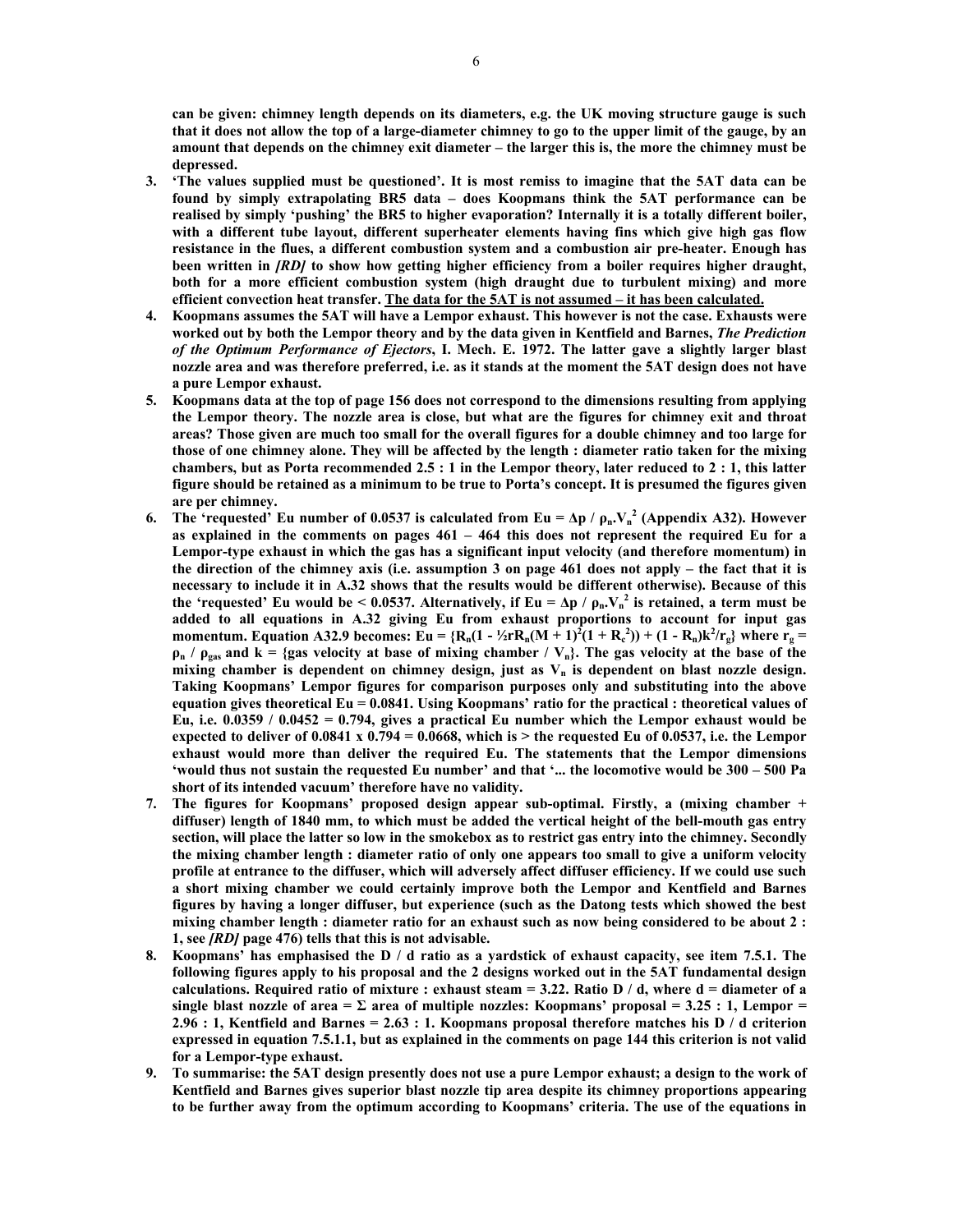**can be given: chimney length depends on its diameters, e.g. the UK moving structure gauge is such that it does not allow the top of a large-diameter chimney to go to the upper limit of the gauge, by an amount that depends on the chimney exit diameter – the larger this is, the more the chimney must be depressed.**

3. **'The values supplied must be questioned'. It is most remiss to imagine that the 5AT data can be found by simply extrapolating BR5 data – does Koopmans think the 5AT performance can be realised by simply 'pushing' the BR5 to higher evaporation? Internally it is a totally different boiler, with a different tube layout, different superheater elements having fins which give high gas flow resistance in the flues, a different combustion system and a combustion air pre-heater. Enough has been written in *[RD]* to show how getting higher efficiency from a boiler requires higher draught, both for a more efficient combustion system (high draught due to turbulent mixing) and more efficient convection heat transfer. <u>The data for the 5AT is not assumed – it has been calculated.</u>**
4. **Koopmans assumes the 5AT will have a Lempor exhaust. This however is not the case. Exhausts were worked out by both the Lempor theory and by the data given in Kentfield and Barnes, *The Prediction of the Optimum Performance of Ejectors*, I. Mech. E. 1972. The latter gave a slightly larger blast nozzle area and was therefore preferred, i.e. as it stands at the moment the 5AT design does not have a pure Lempor exhaust.**
5. **Koopmans data at the top of page 156 does not correspond to the dimensions resulting from applying the Lempor theory. The nozzle area is close, but what are the figures for chimney exit and throat areas? Those given are much too small for the overall figures for a double chimney and too large for those of one chimney alone. They will be affected by the length : diameter ratio taken for the mixing chambers, but as Porta recommended 2.5 : 1 in the Lempor theory, later reduced to 2 : 1, this latter figure should be retained as a minimum to be true to Porta's concept. It is presumed the figures given are per chimney.**
6. **The 'requested' Eu number of 0.0537 is calculated from $Eu = \Delta p / \rho_n.V_n^2$ (Appendix A32). However as explained in the comments on pages 461 – 464 this does not represent the required Eu for a Lempor-type exhaust in which the gas has a significant input velocity (and therefore momentum) in the direction of the chimney axis (i.e. assumption 3 on page 461 does not apply – the fact that it is necessary to include it in A.32 shows that the results would be different otherwise). Because of this the 'requested' Eu would be < 0.0537. Alternatively, if $Eu = \Delta p / \rho_n.V_n^2$ is retained, a term must be added to all equations in A.32 giving Eu from exhaust proportions to account for input gas momentum. Equation A32.9 becomes: $Eu = \{R_n(1 - \frac{1}{2}rR_n(M + 1)^2(1 + R_c^2)) + (1 - R_n)k^2/r_g\}$ where $r_g = \rho_n / \rho_{gas}$ and k = {gas velocity at base of mixing chamber / $V_n$}. The gas velocity at the base of the mixing chamber is dependent on chimney design, just as $V_n$ is dependent on blast nozzle design. Taking Koopmans' Lempor figures for comparison purposes only and substituting into the above equation gives theoretical Eu = 0.0841. Using Koopmans' ratio for the practical : theoretical values of Eu, i.e. 0.0359 / 0.0452 = 0.794, gives a practical Eu number which the Lempor exhaust would be expected to deliver of 0.0841 x 0.794 = 0.0668, which is > the requested Eu of 0.0537, i.e. the Lempor exhaust would more than deliver the required Eu. The statements that the Lempor dimensions 'would thus not sustain the requested Eu number' and that '... the locomotive would be 300 – 500 Pa short of its intended vacuum' therefore have no validity.**
7. **The figures for Koopmans' proposed design appear sub-optimal. Firstly, a (mixing chamber + diffuser) length of 1840 mm, to which must be added the vertical height of the bell-mouth gas entry section, will place the latter so low in the smokebox as to restrict gas entry into the chimney. Secondly the mixing chamber length : diameter ratio of only one appears too small to give a uniform velocity profile at entrance to the diffuser, which will adversely affect diffuser efficiency. If we could use such a short mixing chamber we could certainly improve both the Lempor and Kentfield and Barnes figures by having a longer diffuser, but experience (such as the Datong tests which showed the best mixing chamber length : diameter ratio for an exhaust such as now being considered to be about 2 : 1, see *[RD]* page 476) tells that this is not advisable.**
8. **Koopmans' has emphasised the D / d ratio as a yardstick of exhaust capacity, see item 7.5.1. The following figures apply to his proposal and the 2 designs worked out in the 5AT fundamental design calculations. Required ratio of mixture : exhaust steam = 3.22. Ratio D / d, where d = diameter of a single blast nozzle of area = Σ area of multiple nozzles: Koopmans' proposal = 3.25 : 1, Lempor = 2.96 : 1, Kentfield and Barnes = 2.63 : 1. Koopmans proposal therefore matches his D / d criterion expressed in equation 7.5.1.1, but as explained in the comments on page 144 this criterion is not valid for a Lempor-type exhaust.**
9. **To summarise: the 5AT design presently does not use a pure Lempor exhaust; a design to the work of Kentfield and Barnes gives superior blast nozzle tip area despite its chimney proportions appearing to be further away from the optimum according to Koopmans' criteria. The use of the equations in**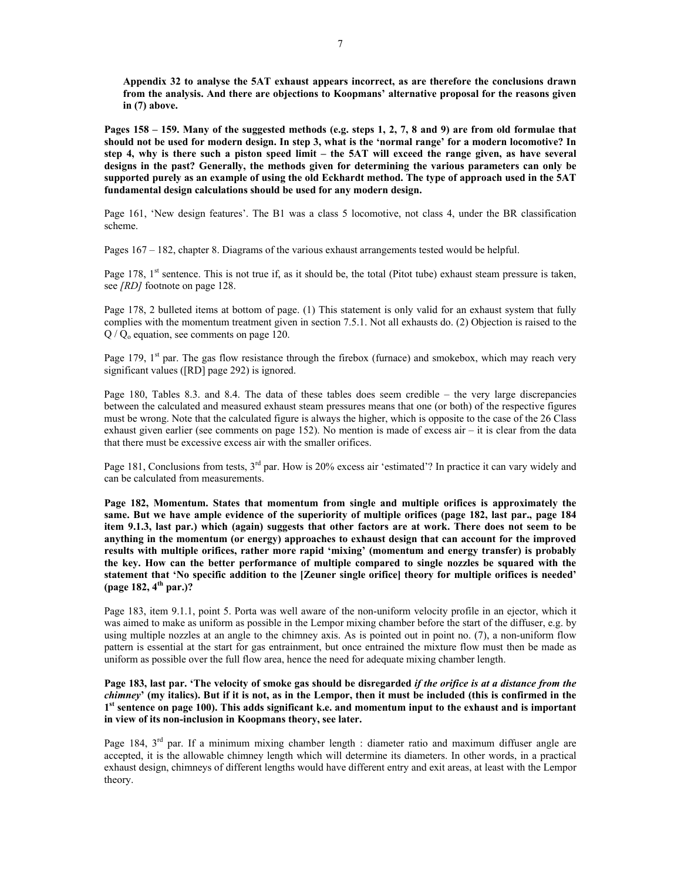**Appendix 32 to analyse the 5AT exhaust appears incorrect, as are therefore the conclusions drawn from the analysis. And there are objections to Koopmans' alternative proposal for the reasons given in (7) above.**

**Pages 158 – 159. Many of the suggested methods (e.g. steps 1, 2, 7, 8 and 9) are from old formulae that should not be used for modern design. In step 3, what is the 'normal range' for a modern locomotive? In step 4, why is there such a piston speed limit – the 5AT will exceed the range given, as have several designs in the past? Generally, the methods given for determining the various parameters can only be supported purely as an example of using the old Eckhardt method. The type of approach used in the 5AT fundamental design calculations should be used for any modern design.**

Page 161, 'New design features'. The B1 was a class 5 locomotive, not class 4, under the BR classification scheme.

Pages 167 – 182, chapter 8. Diagrams of the various exhaust arrangements tested would be helpful.

Page 178, 1st sentence. This is not true if, as it should be, the total (Pitot tube) exhaust steam pressure is taken, see *[RD]* footnote on page 128.

Page 178, 2 bulleted items at bottom of page. (1) This statement is only valid for an exhaust system that fully complies with the momentum treatment given in section 7.5.1. Not all exhausts do. (2) Objection is raised to the $Q / Q_o$ equation, see comments on page 120.

Page 179, 1st par. The gas flow resistance through the firebox (furnace) and smokebox, which may reach very significant values ([RD] page 292) is ignored.

Page 180, Tables 8.3. and 8.4. The data of these tables does seem credible – the very large discrepancies between the calculated and measured exhaust steam pressures means that one (or both) of the respective figures must be wrong. Note that the calculated figure is always the higher, which is opposite to the case of the 26 Class exhaust given earlier (see comments on page 152). No mention is made of excess air – it is clear from the data that there must be excessive excess air with the smaller orifices.

Page 181, Conclusions from tests, 3rd par. How is 20% excess air 'estimated'? In practice it can vary widely and can be calculated from measurements.

**Page 182, Momentum. States that momentum from single and multiple orifices is approximately the same. But we have ample evidence of the superiority of multiple orifices (page 182, last par., page 184 item 9.1.3, last par.) which (again) suggests that other factors are at work. There does not seem to be anything in the momentum (or energy) approaches to exhaust design that can account for the improved results with multiple orifices, rather more rapid 'mixing' (momentum and energy transfer) is probably the key. How can the better performance of multiple compared to single nozzles be squared with the statement that 'No specific addition to the [Zeuner single orifice] theory for multiple orifices is needed' (page 182, 4th par.)?**

Page 183, item 9.1.1, point 5. Porta was well aware of the non-uniform velocity profile in an ejector, which it was aimed to make as uniform as possible in the Lempor mixing chamber before the start of the diffuser, e.g. by using multiple nozzles at an angle to the chimney axis. As is pointed out in point no. (7), a non-uniform flow pattern is essential at the start for gas entrainment, but once entrained the mixture flow must then be made as uniform as possible over the full flow area, hence the need for adequate mixing chamber length.

**Page 183, last par. 'The velocity of smoke gas should be disregarded *if the orifice is at a distance from the chimney*' (my italics). But if it is not, as in the Lempor, then it must be included (this is confirmed in the 1st sentence on page 100). This adds significant k.e. and momentum input to the exhaust and is important in view of its non-inclusion in Koopmans theory, see later.**

Page 184, 3rd par. If a minimum mixing chamber length : diameter ratio and maximum diffuser angle are accepted, it is the allowable chimney length which will determine its diameters. In other words, in a practical exhaust design, chimneys of different lengths would have different entry and exit areas, at least with the Lempor theory.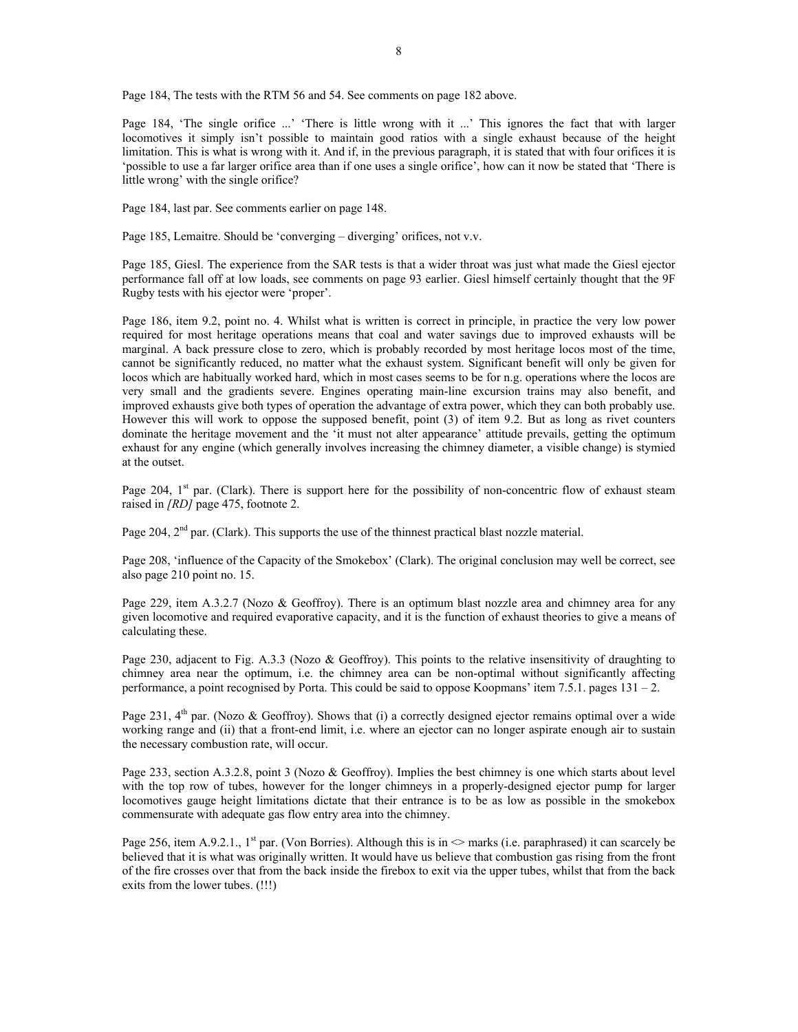Page 184, The tests with the RTM 56 and 54. See comments on page 182 above.

Page 184, 'The single orifice ...' 'There is little wrong with it ...' This ignores the fact that with larger locomotives it simply isn't possible to maintain good ratios with a single exhaust because of the height limitation. This is what is wrong with it. And if, in the previous paragraph, it is stated that with four orifices it is 'possible to use a far larger orifice area than if one uses a single orifice', how can it now be stated that 'There is little wrong' with the single orifice?

Page 184, last par. See comments earlier on page 148.

Page 185, Lemaitre. Should be 'converging – diverging' orifices, not v.v.

Page 185, Giesl. The experience from the SAR tests is that a wider throat was just what made the Giesl ejector performance fall off at low loads, see comments on page 93 earlier. Giesl himself certainly thought that the 9F Rugby tests with his ejector were 'proper'.

Page 186, item 9.2, point no. 4. Whilst what is written is correct in principle, in practice the very low power required for most heritage operations means that coal and water savings due to improved exhausts will be marginal. A back pressure close to zero, which is probably recorded by most heritage locos most of the time, cannot be significantly reduced, no matter what the exhaust system. Significant benefit will only be given for locos which are habitually worked hard, which in most cases seems to be for n.g. operations where the locos are very small and the gradients severe. Engines operating main-line excursion trains may also benefit, and improved exhausts give both types of operation the advantage of extra power, which they can both probably use. However this will work to oppose the supposed benefit, point (3) of item 9.2. But as long as rivet counters dominate the heritage movement and the 'it must not alter appearance' attitude prevails, getting the optimum exhaust for any engine (which generally involves increasing the chimney diameter, a visible change) is stymied at the outset.

Page 204, 1st par. (Clark). There is support here for the possibility of non-concentric flow of exhaust steam raised in *[RD]* page 475, footnote 2.

Page 204, 2nd par. (Clark). This supports the use of the thinnest practical blast nozzle material.

Page 208, 'influence of the Capacity of the Smokebox' (Clark). The original conclusion may well be correct, see also page 210 point no. 15.

Page 229, item A.3.2.7 (Nozo & Geoffroy). There is an optimum blast nozzle area and chimney area for any given locomotive and required evaporative capacity, and it is the function of exhaust theories to give a means of calculating these.

Page 230, adjacent to Fig. A.3.3 (Nozo & Geoffroy). This points to the relative insensitivity of draughting to chimney area near the optimum, i.e. the chimney area can be non-optimal without significantly affecting performance, a point recognised by Porta. This could be said to oppose Koopmans' item 7.5.1. pages 131 – 2.

Page 231, 4th par. (Nozo & Geoffroy). Shows that (i) a correctly designed ejector remains optimal over a wide working range and (ii) that a front-end limit, i.e. where an ejector can no longer aspirate enough air to sustain the necessary combustion rate, will occur.

Page 233, section A.3.2.8, point 3 (Nozo & Geoffroy). Implies the best chimney is one which starts about level with the top row of tubes, however for the longer chimneys in a properly-designed ejector pump for larger locomotives gauge height limitations dictate that their entrance is to be as low as possible in the smokebox commensurate with adequate gas flow entry area into the chimney.

Page 256, item A.9.2.1., 1st par. (Von Borries). Although this is in <> marks (i.e. paraphrased) it can scarcely be believed that it is what was originally written. It would have us believe that combustion gas rising from the front of the fire crosses over that from the back inside the firebox to exit via the upper tubes, whilst that from the back exits from the lower tubes. (!!!)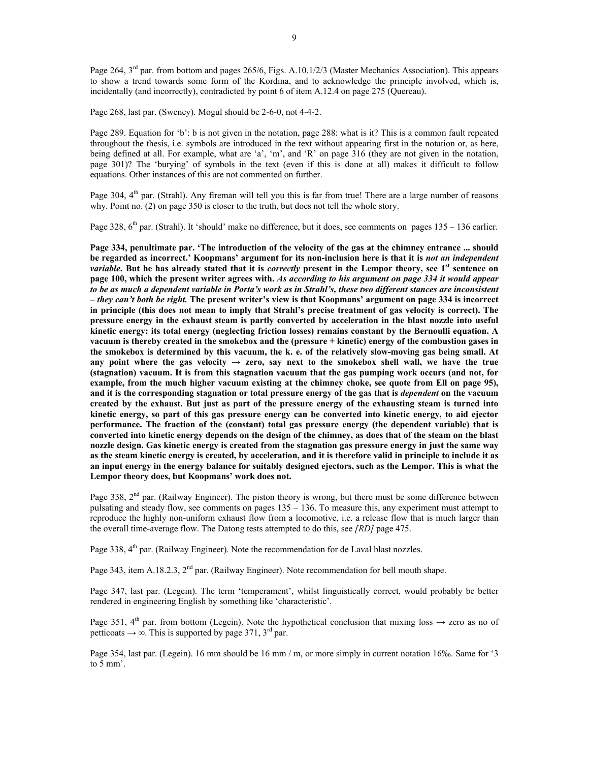Page 264, 3rd par. from bottom and pages 265/6, Figs. A.10.1/2/3 (Master Mechanics Association). This appears to show a trend towards some form of the Kordina, and to acknowledge the principle involved, which is, incidentally (and incorrectly), contradicted by point 6 of item A.12.4 on page 275 (Quereau).

Page 268, last par. (Sweney). Mogul should be 2-6-0, not 4-4-2.

Page 289. Equation for 'b': b is not given in the notation, page 288: what is it? This is a common fault repeated throughout the thesis, i.e. symbols are introduced in the text without appearing first in the notation or, as here, being defined at all. For example, what are 'a', 'm', and 'R' on page 316 (they are not given in the notation, page 301)? The 'burying' of symbols in the text (even if this is done at all) makes it difficult to follow equations. Other instances of this are not commented on further.

Page 304, 4th par. (Strahl). Any fireman will tell you this is far from true! There are a large number of reasons why. Point no. (2) on page 350 is closer to the truth, but does not tell the whole story.

Page 328, 6th par. (Strahl). It 'should' make no difference, but it does, see comments on pages 135 – 136 earlier.

**Page 334, penultimate par. 'The introduction of the velocity of the gas at the chimney entrance ... should be regarded as incorrect.' Koopmans' argument for its non-inclusion here is that it is *not an independent variable*. But he has already stated that it is *correctly* present in the Lempor theory, see 1st sentence on page 100, which the present writer agrees with. *As according to his argument on page 334 it would appear to be as much a dependent variable in Porta's work as in Strahl's, these two different stances are inconsistent – they can't both be right.* The present writer's view is that Koopmans' argument on page 334 is incorrect in principle (this does not mean to imply that Strahl's precise treatment of gas velocity is correct). The pressure energy in the exhaust steam is partly converted by acceleration in the blast nozzle into useful kinetic energy: its total energy (neglecting friction losses) remains constant by the Bernoulli equation. A vacuum is thereby created in the smokebox and the (pressure + kinetic) energy of the combustion gases in the smokebox is determined by this vacuum, the k. e. of the relatively slow-moving gas being small. At any point where the gas velocity → zero, say next to the smokebox shell wall, we have the true (stagnation) vacuum. It is from this stagnation vacuum that the gas pumping work occurs (and not, for example, from the much higher vacuum existing at the chimney choke, see quote from Ell on page 95), and it is the corresponding stagnation or total pressure energy of the gas that is *dependent* on the vacuum created by the exhaust. But just as part of the pressure energy of the exhausting steam is turned into kinetic energy, so part of this gas pressure energy can be converted into kinetic energy, to aid ejector performance. The fraction of the (constant) total gas pressure energy (the dependent variable) that is converted into kinetic energy depends on the design of the chimney, as does that of the steam on the blast nozzle design. Gas kinetic energy is created from the stagnation gas pressure energy in just the same way as the steam kinetic energy is created, by acceleration, and it is therefore valid in principle to include it as an input energy in the energy balance for suitably designed ejectors, such as the Lempor. This is what the Lempor theory does, but Koopmans' work does not.**

Page 338, 2nd par. (Railway Engineer). The piston theory is wrong, but there must be some difference between pulsating and steady flow, see comments on pages 135 – 136. To measure this, any experiment must attempt to reproduce the highly non-uniform exhaust flow from a locomotive, i.e. a release flow that is much larger than the overall time-average flow. The Datong tests attempted to do this, see *[RD]* page 475.

Page 338, 4th par. (Railway Engineer). Note the recommendation for de Laval blast nozzles.

Page 343, item A.18.2.3, 2nd par. (Railway Engineer). Note recommendation for bell mouth shape.

Page 347, last par. (Legein). The term 'temperament', whilst linguistically correct, would probably be better rendered in engineering English by something like 'characteristic'.

Page 351, 4th par. from bottom (Legein). Note the hypothetical conclusion that mixing loss → zero as no of petticoats → ∞. This is supported by page 371, 3rd par.

Page 354, last par. (Legein). 16 mm should be 16 mm / m, or more simply in current notation 16‰. Same for '3 to 5 mm'.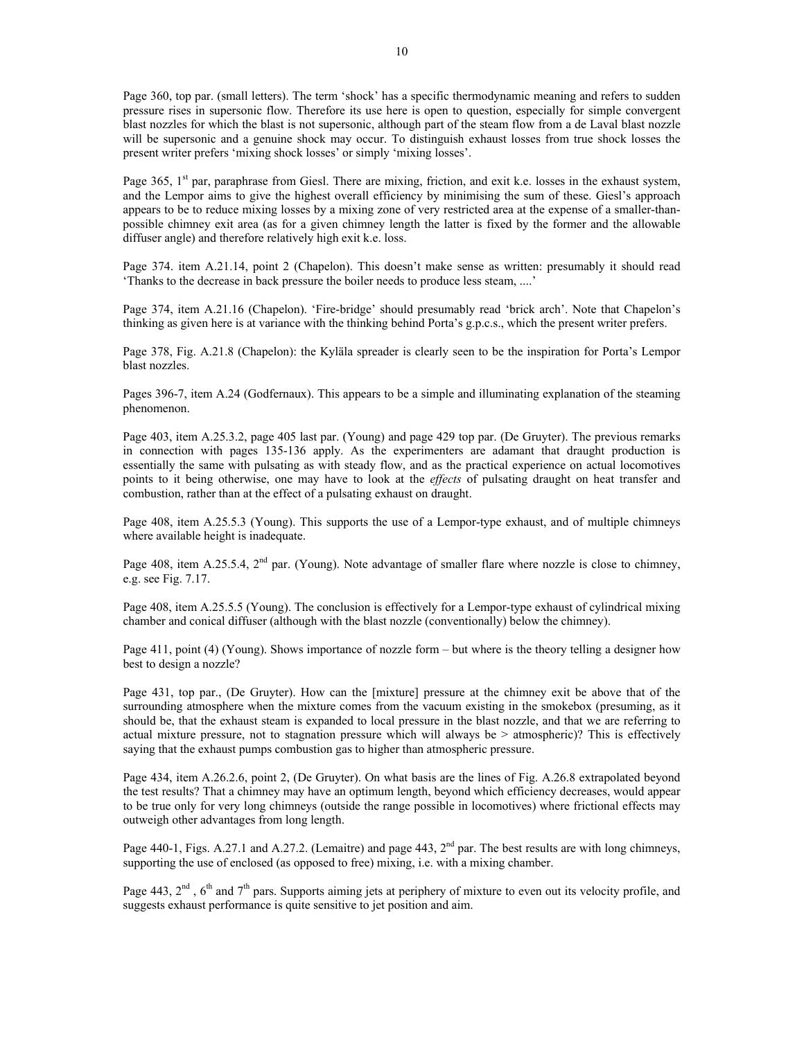Page 360, top par. (small letters). The term 'shock' has a specific thermodynamic meaning and refers to sudden pressure rises in supersonic flow. Therefore its use here is open to question, especially for simple convergent blast nozzles for which the blast is not supersonic, although part of the steam flow from a de Laval blast nozzle will be supersonic and a genuine shock may occur. To distinguish exhaust losses from true shock losses the present writer prefers 'mixing shock losses' or simply 'mixing losses'.

Page 365, 1st par, paraphrase from Giesl. There are mixing, friction, and exit k.e. losses in the exhaust system, and the Lempor aims to give the highest overall efficiency by minimising the sum of these. Giesl's approach appears to be to reduce mixing losses by a mixing zone of very restricted area at the expense of a smaller-than-possible chimney exit area (as for a given chimney length the latter is fixed by the former and the allowable diffuser angle) and therefore relatively high exit k.e. loss.

Page 374. item A.21.14, point 2 (Chapelon). This doesn't make sense as written: presumably it should read 'Thanks to the decrease in back pressure the boiler needs to produce less steam, ....'

Page 374, item A.21.16 (Chapelon). 'Fire-bridge' should presumably read 'brick arch'. Note that Chapelon's thinking as given here is at variance with the thinking behind Porta's g.p.c.s., which the present writer prefers.

Page 378, Fig. A.21.8 (Chapelon): the Kyläla spreader is clearly seen to be the inspiration for Porta's Lempor blast nozzles.

Pages 396-7, item A.24 (Godfernaux). This appears to be a simple and illuminating explanation of the steaming phenomenon.

Page 403, item A.25.3.2, page 405 last par. (Young) and page 429 top par. (De Gruyter). The previous remarks in connection with pages 135-136 apply. As the experimenters are adamant that draught production is essentially the same with pulsating as with steady flow, and as the practical experience on actual locomotives points to it being otherwise, one may have to look at the *effects* of pulsating draught on heat transfer and combustion, rather than at the effect of a pulsating exhaust on draught.

Page 408, item A.25.5.3 (Young). This supports the use of a Lempor-type exhaust, and of multiple chimneys where available height is inadequate.

Page 408, item A.25.5.4, 2nd par. (Young). Note advantage of smaller flare where nozzle is close to chimney, e.g. see Fig. 7.17.

Page 408, item A.25.5.5 (Young). The conclusion is effectively for a Lempor-type exhaust of cylindrical mixing chamber and conical diffuser (although with the blast nozzle (conventionally) below the chimney).

Page 411, point (4) (Young). Shows importance of nozzle form – but where is the theory telling a designer how best to design a nozzle?

Page 431, top par., (De Gruyter). How can the [mixture] pressure at the chimney exit be above that of the surrounding atmosphere when the mixture comes from the vacuum existing in the smokebox (presuming, as it should be, that the exhaust steam is expanded to local pressure in the blast nozzle, and that we are referring to actual mixture pressure, not to stagnation pressure which will always be > atmospheric)? This is effectively saying that the exhaust pumps combustion gas to higher than atmospheric pressure.

Page 434, item A.26.2.6, point 2, (De Gruyter). On what basis are the lines of Fig. A.26.8 extrapolated beyond the test results? That a chimney may have an optimum length, beyond which efficiency decreases, would appear to be true only for very long chimneys (outside the range possible in locomotives) where frictional effects may outweigh other advantages from long length.

Page 440-1, Figs. A.27.1 and A.27.2. (Lemaitre) and page 443, 2nd par. The best results are with long chimneys, supporting the use of enclosed (as opposed to free) mixing, i.e. with a mixing chamber.

Page 443, 2nd, 6th and 7th pars. Supports aiming jets at periphery of mixture to even out its velocity profile, and suggests exhaust performance is quite sensitive to jet position and aim.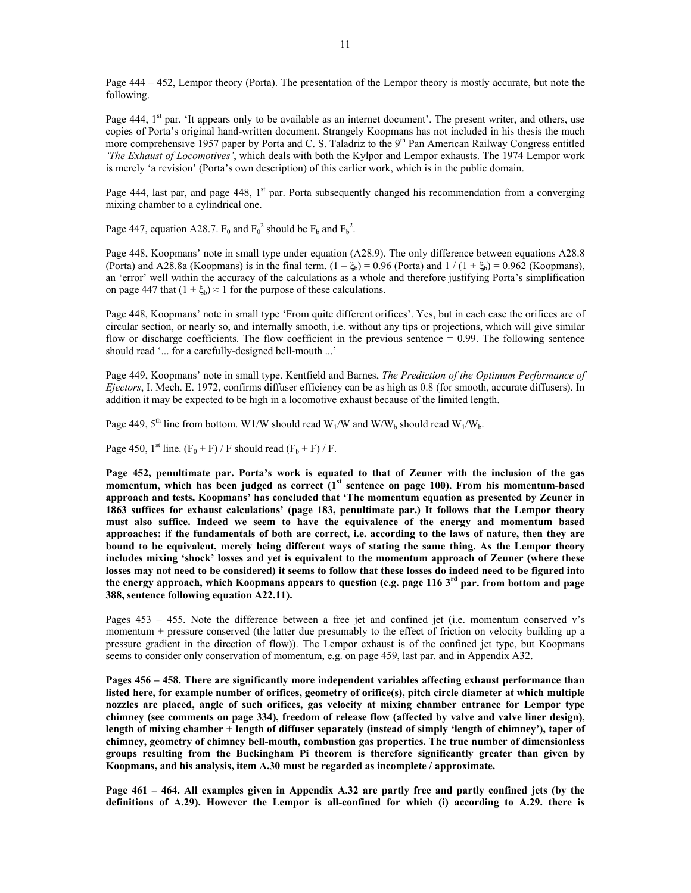Page 444 – 452, Lempor theory (Porta). The presentation of the Lempor theory is mostly accurate, but note the following.

Page 444, 1st par. 'It appears only to be available as an internet document'. The present writer, and others, use copies of Porta's original hand-written document. Strangely Koopmans has not included in his thesis the much more comprehensive 1957 paper by Porta and C. S. Taladriz to the 9th Pan American Railway Congress entitled *'The Exhaust of Locomotives'*, which deals with both the Kylpor and Lempor exhausts. The 1974 Lempor work is merely 'a revision' (Porta's own description) of this earlier work, which is in the public domain.

Page 444, last par, and page 448, 1st par. Porta subsequently changed his recommendation from a converging mixing chamber to a cylindrical one.

Page 447, equation A28.7. $F_0$ and $F_0^2$ should be $F_b$ and $F_b^2$.

Page 448, Koopmans' note in small type under equation (A28.9). The only difference between equations A28.8 (Porta) and A28.8a (Koopmans) is in the final term. $(1 - \xi_b) = 0.96$ (Porta) and $1 / (1 + \xi_b) = 0.962$ (Koopmans), an 'error' well within the accuracy of the calculations as a whole and therefore justifying Porta's simplification on page 447 that $(1 + \xi_b) \approx 1$ for the purpose of these calculations.

Page 448, Koopmans' note in small type 'From quite different orifices'. Yes, but in each case the orifices are of circular section, or nearly so, and internally smooth, i.e. without any tips or projections, which will give similar flow or discharge coefficients. The flow coefficient in the previous sentence = 0.99. The following sentence should read '... for a carefully-designed bell-mouth ...'

Page 449, Koopmans' note in small type. Kentfield and Barnes, *The Prediction of the Optimum Performance of Ejectors*, I. Mech. E. 1972, confirms diffuser efficiency can be as high as 0.8 (for smooth, accurate diffusers). In addition it may be expected to be high in a locomotive exhaust because of the limited length.

Page 449, 5th line from bottom. W1/W should read $W_1/W$ and $W/W_b$ should read $W_1/W_b$.

Page 450, 1st line. $(F_0 + F) / F$ should read $(F_b + F) / F$.

**Page 452, penultimate par. Porta's work is equated to that of Zeuner with the inclusion of the gas momentum, which has been judged as correct (1st sentence on page 100). From his momentum-based approach and tests, Koopmans' has concluded that 'The momentum equation as presented by Zeuner in 1863 suffices for exhaust calculations' (page 183, penultimate par.) It follows that the Lempor theory must also suffice. Indeed we seem to have the equivalence of the energy and momentum based approaches: if the fundamentals of both are correct, i.e. according to the laws of nature, then they are bound to be equivalent, merely being different ways of stating the same thing. As the Lempor theory includes mixing 'shock' losses and yet is equivalent to the momentum approach of Zeuner (where these losses may not need to be considered) it seems to follow that these losses do indeed need to be figured into the energy approach, which Koopmans appears to question (e.g. page 116 3rd par. from bottom and page 388, sentence following equation A22.11).**

Pages 453 – 455. Note the difference between a free jet and confined jet (i.e. momentum conserved v's momentum + pressure conserved (the latter due presumably to the effect of friction on velocity building up a pressure gradient in the direction of flow)). The Lempor exhaust is of the confined jet type, but Koopmans seems to consider only conservation of momentum, e.g. on page 459, last par. and in Appendix A32.

**Pages 456 – 458. There are significantly more independent variables affecting exhaust performance than listed here, for example number of orifices, geometry of orifice(s), pitch circle diameter at which multiple nozzles are placed, angle of such orifices, gas velocity at mixing chamber entrance for Lempor type chimney (see comments on page 334), freedom of release flow (affected by valve and valve liner design), length of mixing chamber + length of diffuser separately (instead of simply 'length of chimney'), taper of chimney, geometry of chimney bell-mouth, combustion gas properties. The true number of dimensionless groups resulting from the Buckingham Pi theorem is therefore significantly greater than given by Koopmans, and his analysis, item A.30 must be regarded as incomplete / approximate.**

**Page 461 – 464. All examples given in Appendix A.32 are partly free and partly confined jets (by the definitions of A.29). However the Lempor is all-confined for which (i) according to A.29. there is**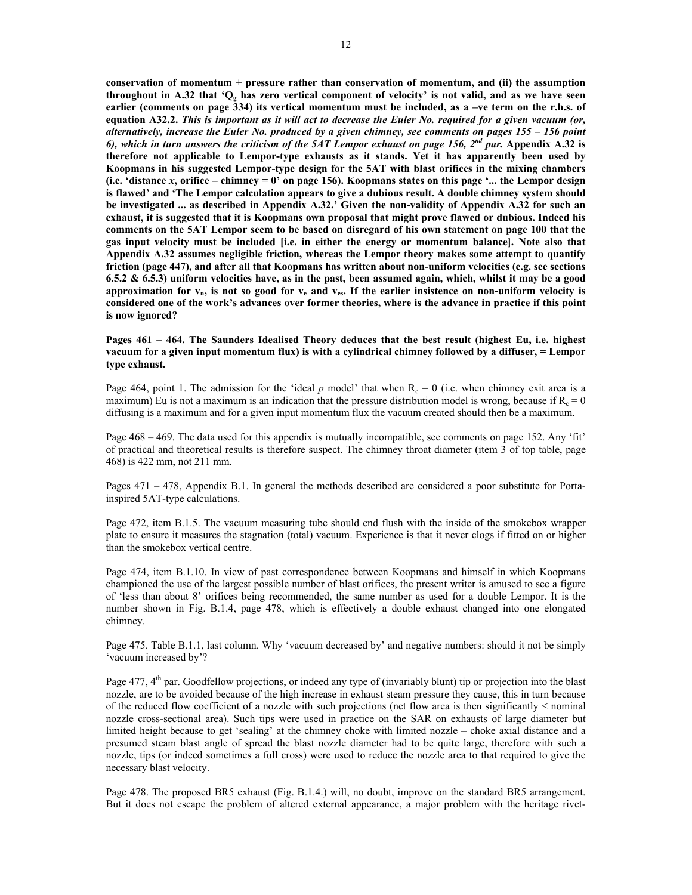**conservation of momentum + pressure rather than conservation of momentum, and (ii) the assumption throughout in A.32 that '$Q_g$ has zero vertical component of velocity' is not valid, and as we have seen earlier (comments on page 334) its vertical momentum must be included, as a –ve term on the r.h.s. of equation A32.2.** ***This is important as it will act to decrease the Euler No. required for a given vacuum (or, alternatively, increase the Euler No. produced by a given chimney, see comments on pages 155 – 156 point 6), which in turn answers the criticism of the 5AT Lempor exhaust on page 156, 2nd par.*** **Appendix A.32 is therefore not applicable to Lempor-type exhausts as it stands. Yet it has apparently been used by Koopmans in his suggested Lempor-type design for the 5AT with blast orifices in the mixing chambers (i.e. 'distance *x*, orifice – chimney = 0' on page 156). Koopmans states on this page '... the Lempor design is flawed' and 'The Lempor calculation appears to give a dubious result. A double chimney system should be investigated ... as described in Appendix A.32.' Given the non-validity of Appendix A.32 for such an exhaust, it is suggested that it is Koopmans own proposal that might prove flawed or dubious. Indeed his comments on the 5AT Lempor seem to be based on disregard of his own statement on page 100 that the gas input velocity must be included [i.e. in either the energy or momentum balance]. Note also that Appendix A.32 assumes negligible friction, whereas the Lempor theory makes some attempt to quantify friction (page 447), and after all that Koopmans has written about non-uniform velocities (e.g. see sections 6.5.2 & 6.5.3) uniform velocities have, as in the past, been assumed again, which, whilst it may be a good approximation for $v_n$, is not so good for $v_e$ and $v_{es}$. If the earlier insistence on non-uniform velocity is considered one of the work's advances over former theories, where is the advance in practice if this point is now ignored?**

**Pages 461 – 464. The Saunders Idealised Theory deduces that the best result (highest Eu, i.e. highest vacuum for a given input momentum flux) is with a cylindrical chimney followed by a diffuser, = Lempor type exhaust.**

Page 464, point 1. The admission for the 'ideal *p* model' that when $R_c = 0$ (i.e. when chimney exit area is a maximum) Eu is not a maximum is an indication that the pressure distribution model is wrong, because if $R_c = 0$ diffusing is a maximum and for a given input momentum flux the vacuum created should then be a maximum.

Page 468 – 469. The data used for this appendix is mutually incompatible, see comments on page 152. Any 'fit' of practical and theoretical results is therefore suspect. The chimney throat diameter (item 3 of top table, page 468) is 422 mm, not 211 mm.

Pages 471 – 478, Appendix B.1. In general the methods described are considered a poor substitute for Porta-inspired 5AT-type calculations.

Page 472, item B.1.5. The vacuum measuring tube should end flush with the inside of the smokebox wrapper plate to ensure it measures the stagnation (total) vacuum. Experience is that it never clogs if fitted on or higher than the smokebox vertical centre.

Page 474, item B.1.10. In view of past correspondence between Koopmans and himself in which Koopmans championed the use of the largest possible number of blast orifices, the present writer is amused to see a figure of 'less than about 8' orifices being recommended, the same number as used for a double Lempor. It is the number shown in Fig. B.1.4, page 478, which is effectively a double exhaust changed into one elongated chimney.

Page 475. Table B.1.1, last column. Why 'vacuum decreased by' and negative numbers: should it not be simply 'vacuum increased by'?

Page 477, 4th par. Goodfellow projections, or indeed any type of (invariably blunt) tip or projection into the blast nozzle, are to be avoided because of the high increase in exhaust steam pressure they cause, this in turn because of the reduced flow coefficient of a nozzle with such projections (net flow area is then significantly < nominal nozzle cross-sectional area). Such tips were used in practice on the SAR on exhausts of large diameter but limited height because to get 'sealing' at the chimney choke with limited nozzle – choke axial distance and a presumed steam blast angle of spread the blast nozzle diameter had to be quite large, therefore with such a nozzle, tips (or indeed sometimes a full cross) were used to reduce the nozzle area to that required to give the necessary blast velocity.

Page 478. The proposed BR5 exhaust (Fig. B.1.4.) will, no doubt, improve on the standard BR5 arrangement. But it does not escape the problem of altered external appearance, a major problem with the heritage rivet-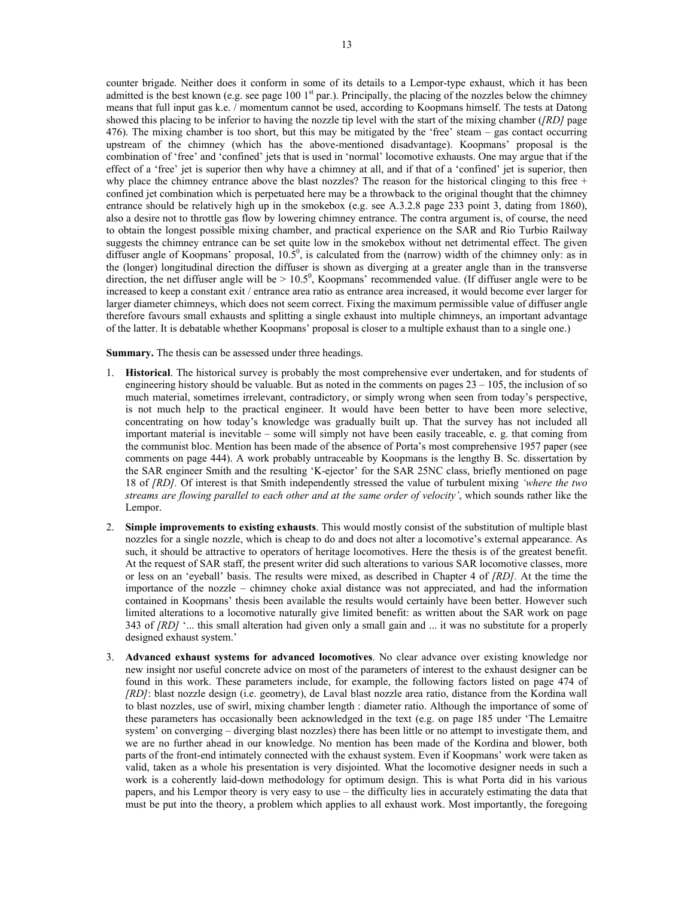counter brigade. Neither does it conform in some of its details to a Lempor-type exhaust, which it has been admitted is the best known (e.g. see page 100 1st par.). Principally, the placing of the nozzles below the chimney means that full input gas k.e. / momentum cannot be used, according to Koopmans himself. The tests at Datong showed this placing to be inferior to having the nozzle tip level with the start of the mixing chamber (*[RD]* page 476). The mixing chamber is too short, but this may be mitigated by the 'free' steam – gas contact occurring upstream of the chimney (which has the above-mentioned disadvantage). Koopmans' proposal is the combination of 'free' and 'confined' jets that is used in 'normal' locomotive exhausts. One may argue that if the effect of a 'free' jet is superior then why have a chimney at all, and if that of a 'confined' jet is superior, then why place the chimney entrance above the blast nozzles? The reason for the historical clinging to this free + confined jet combination which is perpetuated here may be a throwback to the original thought that the chimney entrance should be relatively high up in the smokebox (e.g. see A.3.2.8 page 233 point 3, dating from 1860), also a desire not to throttle gas flow by lowering chimney entrance. The contra argument is, of course, the need to obtain the longest possible mixing chamber, and practical experience on the SAR and Rio Turbio Railway suggests the chimney entrance can be set quite low in the smokebox without net detrimental effect. The given diffuser angle of Koopmans' proposal, $10.5^0$, is calculated from the (narrow) width of the chimney only: as in the (longer) longitudinal direction the diffuser is shown as diverging at a greater angle than in the transverse direction, the net diffuser angle will be $> 10.5^0$, Koopmans' recommended value. (If diffuser angle were to be increased to keep a constant exit / entrance area ratio as entrance area increased, it would become ever larger for larger diameter chimneys, which does not seem correct. Fixing the maximum permissible value of diffuser angle therefore favours small exhausts and splitting a single exhaust into multiple chimneys, an important advantage of the latter. It is debatable whether Koopmans' proposal is closer to a multiple exhaust than to a single one.)

**Summary.** The thesis can be assessed under three headings.

1. **Historical**. The historical survey is probably the most comprehensive ever undertaken, and for students of engineering history should be valuable. But as noted in the comments on pages 23 – 105, the inclusion of so much material, sometimes irrelevant, contradictory, or simply wrong when seen from today's perspective, is not much help to the practical engineer. It would have been better to have been more selective, concentrating on how today's knowledge was gradually built up. That the survey has not included all important material is inevitable – some will simply not have been easily traceable, e. g. that coming from the communist bloc. Mention has been made of the absence of Porta's most comprehensive 1957 paper (see comments on page 444). A work probably untraceable by Koopmans is the lengthy B. Sc. dissertation by the SAR engineer Smith and the resulting 'K-ejector' for the SAR 25NC class, briefly mentioned on page 18 of *[RD]*. Of interest is that Smith independently stressed the value of turbulent mixing *'where the two streams are flowing parallel to each other and at the same order of velocity'*, which sounds rather like the Lempor.

2. **Simple improvements to existing exhausts**. This would mostly consist of the substitution of multiple blast nozzles for a single nozzle, which is cheap to do and does not alter a locomotive's external appearance. As such, it should be attractive to operators of heritage locomotives. Here the thesis is of the greatest benefit. At the request of SAR staff, the present writer did such alterations to various SAR locomotive classes, more or less on an 'eyeball' basis. The results were mixed, as described in Chapter 4 of *[RD]*. At the time the importance of the nozzle – chimney choke axial distance was not appreciated, and had the information contained in Koopmans' thesis been available the results would certainly have been better. However such limited alterations to a locomotive naturally give limited benefit: as written about the SAR work on page 343 of *[RD]* '... this small alteration had given only a small gain and ... it was no substitute for a properly designed exhaust system.'

3. **Advanced exhaust systems for advanced locomotives**. No clear advance over existing knowledge nor new insight nor useful concrete advice on most of the parameters of interest to the exhaust designer can be found in this work. These parameters include, for example, the following factors listed on page 474 of *[RD]*: blast nozzle design (i.e. geometry), de Laval blast nozzle area ratio, distance from the Kordina wall to blast nozzles, use of swirl, mixing chamber length : diameter ratio. Although the importance of some of these parameters has occasionally been acknowledged in the text (e.g. on page 185 under 'The Lemaitre system' on converging – diverging blast nozzles) there has been little or no attempt to investigate them, and we are no further ahead in our knowledge. No mention has been made of the Kordina and blower, both parts of the front-end intimately connected with the exhaust system. Even if Koopmans' work were taken as valid, taken as a whole his presentation is very disjointed. What the locomotive designer needs in such a work is a coherently laid-down methodology for optimum design. This is what Porta did in his various papers, and his Lempor theory is very easy to use – the difficulty lies in accurately estimating the data that must be put into the theory, a problem which applies to all exhaust work. Most importantly, the foregoing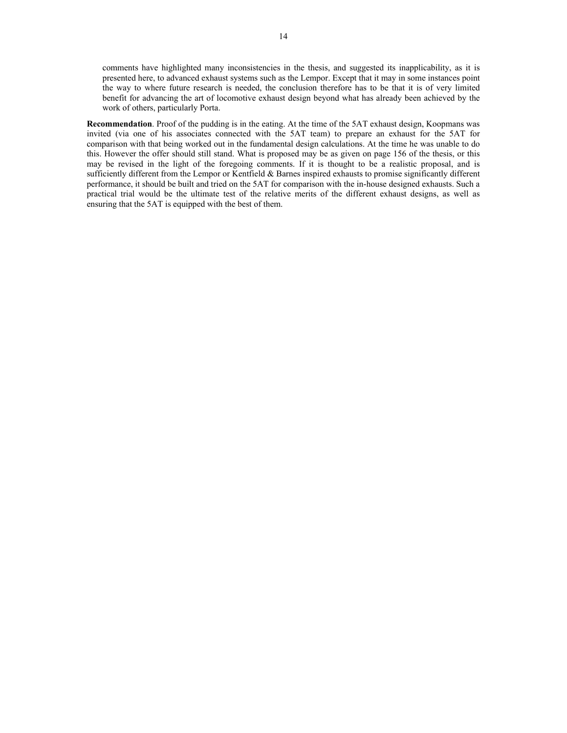comments have highlighted many inconsistencies in the thesis, and suggested its inapplicability, as it is presented here, to advanced exhaust systems such as the Lempor. Except that it may in some instances point the way to where future research is needed, the conclusion therefore has to be that it is of very limited benefit for advancing the art of locomotive exhaust design beyond what has already been achieved by the work of others, particularly Porta.

**Recommendation**. Proof of the pudding is in the eating. At the time of the 5AT exhaust design, Koopmans was invited (via one of his associates connected with the 5AT team) to prepare an exhaust for the 5AT for comparison with that being worked out in the fundamental design calculations. At the time he was unable to do this. However the offer should still stand. What is proposed may be as given on page 156 of the thesis, or this may be revised in the light of the foregoing comments. If it is thought to be a realistic proposal, and is sufficiently different from the Lempor or Kentfield & Barnes inspired exhausts to promise significantly different performance, it should be built and tried on the 5AT for comparison with the in-house designed exhausts. Such a practical trial would be the ultimate test of the relative merits of the different exhaust designs, as well as ensuring that the 5AT is equipped with the best of them.